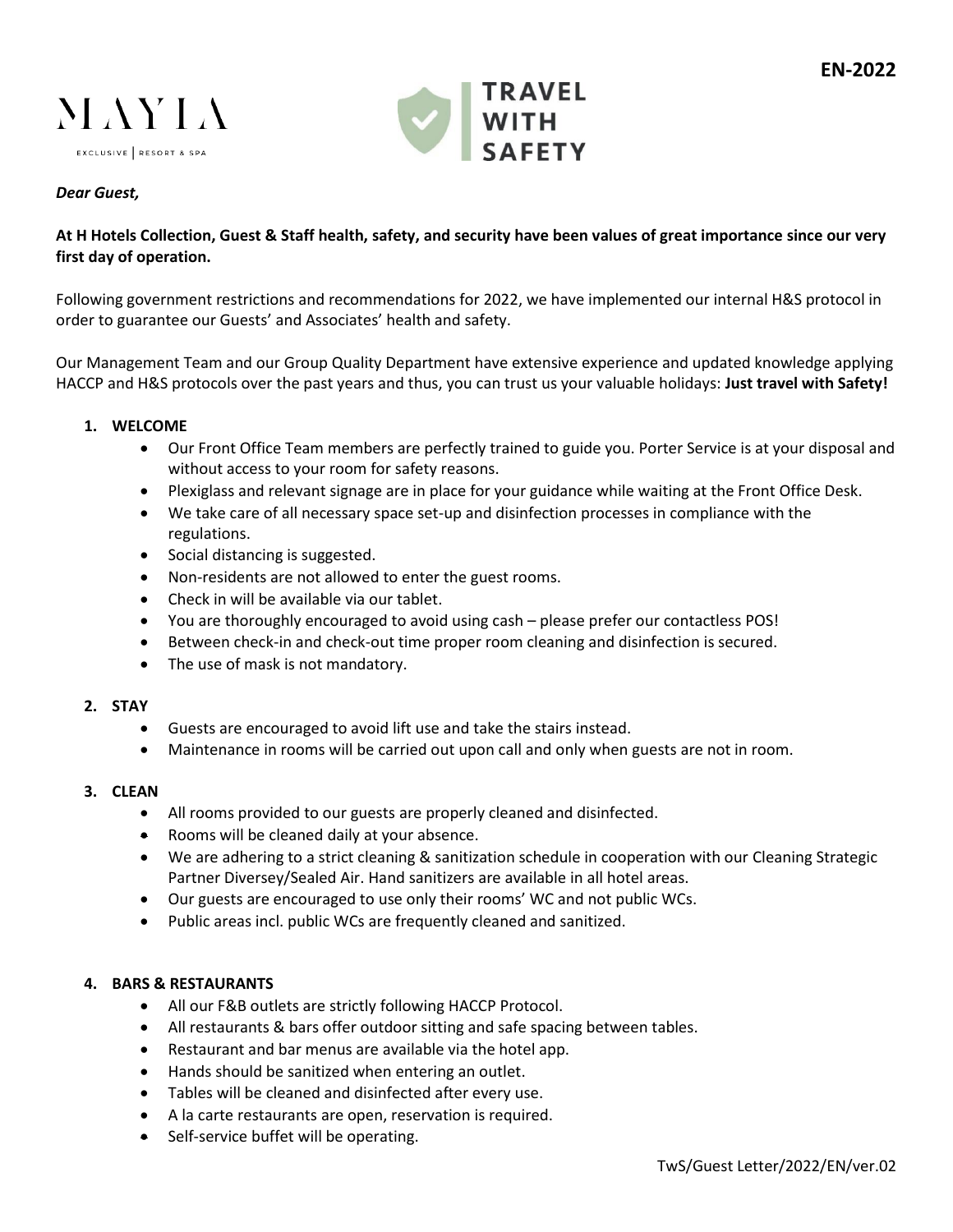EN-2022

MAYIA

EXCLUSIVE | RESORT & SPA

TRAVEL WITH SAFETY

***Dear Guest,***

**At H Hotels Collection, Guest & Staff health, safety, and security have been values of great importance since our very first day of operation.**

Following government restrictions and recommendations for 2022, we have implemented our internal H&S protocol in order to guarantee our Guests' and Associates' health and safety.

Our Management Team and our Group Quality Department have extensive experience and updated knowledge applying HACCP and H&S protocols over the past years and thus, you can trust us your valuable holidays: **Just travel with Safety!**

1. **WELCOME**
   - Our Front Office Team members are perfectly trained to guide you. Porter Service is at your disposal and without access to your room for safety reasons.
   - Plexiglass and relevant signage are in place for your guidance while waiting at the Front Office Desk.
   - We take care of all necessary space set-up and disinfection processes in compliance with the regulations.
   - Social distancing is suggested.
   - Non-residents are not allowed to enter the guest rooms.
   - Check in will be available via our tablet.
   - You are thoroughly encouraged to avoid using cash – please prefer our contactless POS!
   - Between check-in and check-out time proper room cleaning and disinfection is secured.
   - The use of mask is not mandatory.

2. **STAY**
   - Guests are encouraged to avoid lift use and take the stairs instead.
   - Maintenance in rooms will be carried out upon call and only when guests are not in room.

3. **CLEAN**
   - All rooms provided to our guests are properly cleaned and disinfected.
   - Rooms will be cleaned daily at your absence.
   - We are adhering to a strict cleaning & sanitization schedule in cooperation with our Cleaning Strategic Partner Diversey/Sealed Air. Hand sanitizers are available in all hotel areas.
   - Our guests are encouraged to use only their rooms' WC and not public WCs.
   - Public areas incl. public WCs are frequently cleaned and sanitized.

4. **BARS & RESTAURANTS**
   - All our F&B outlets are strictly following HACCP Protocol.
   - All restaurants & bars offer outdoor sitting and safe spacing between tables.
   - Restaurant and bar menus are available via the hotel app.
   - Hands should be sanitized when entering an outlet.
   - Tables will be cleaned and disinfected after every use.
   - A la carte restaurants are open, reservation is required.
   - Self-service buffet will be operating.

TwS/Guest Letter/2022/EN/ver.02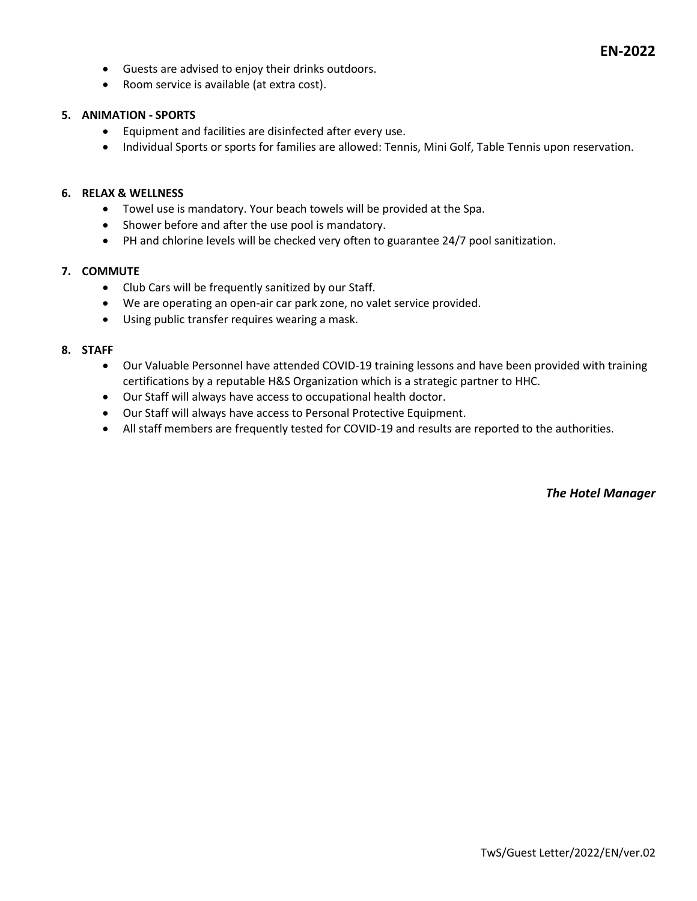**EN-2022**

- Guests are advised to enjoy their drinks outdoors.
- Room service is available (at extra cost).

**5. ANIMATION - SPORTS**

- Equipment and facilities are disinfected after every use.
- Individual Sports or sports for families are allowed: Tennis, Mini Golf, Table Tennis upon reservation.

**6. RELAX & WELLNESS**

- Towel use is mandatory. Your beach towels will be provided at the Spa.
- Shower before and after the use pool is mandatory.
- PH and chlorine levels will be checked very often to guarantee 24/7 pool sanitization.

**7. COMMUTE**

- Club Cars will be frequently sanitized by our Staff.
- We are operating an open-air car park zone, no valet service provided.
- Using public transfer requires wearing a mask.

**8. STAFF**

- Our Valuable Personnel have attended COVID-19 training lessons and have been provided with training certifications by a reputable H&S Organization which is a strategic partner to HHC.
- Our Staff will always have access to occupational health doctor.
- Our Staff will always have access to Personal Protective Equipment.
- All staff members are frequently tested for COVID-19 and results are reported to the authorities.

***The Hotel Manager***

TwS/Guest Letter/2022/EN/ver.02